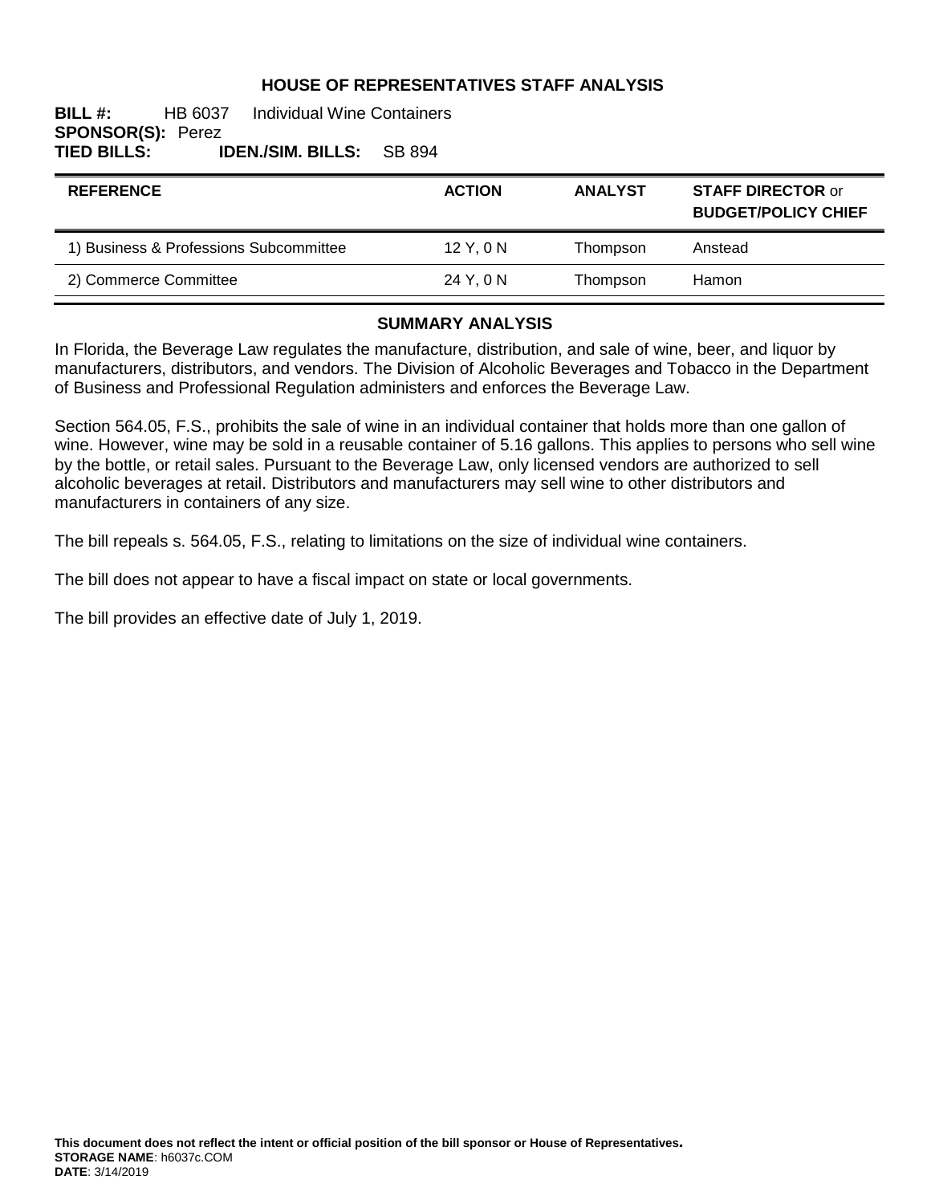# HOUSE OF REPRESENTATIVES STAFF ANALYSIS

**BILL #:** HB 6037 Individual Wine Containers
**SPONSOR(S):** Perez
**TIED BILLS:** **IDEN./SIM. BILLS:** SB 894

| REFERENCE | ACTION | ANALYST | STAFF DIRECTOR or BUDGET/POLICY CHIEF |
|---|---|---|---|
| 1) Business & Professions Subcommittee | 12 Y, 0 N | Thompson | Anstead |
| 2) Commerce Committee | 24 Y, 0 N | Thompson | Hamon |

## SUMMARY ANALYSIS

In Florida, the Beverage Law regulates the manufacture, distribution, and sale of wine, beer, and liquor by manufacturers, distributors, and vendors. The Division of Alcoholic Beverages and Tobacco in the Department of Business and Professional Regulation administers and enforces the Beverage Law.

Section 564.05, F.S., prohibits the sale of wine in an individual container that holds more than one gallon of wine. However, wine may be sold in a reusable container of 5.16 gallons. This applies to persons who sell wine by the bottle, or retail sales. Pursuant to the Beverage Law, only licensed vendors are authorized to sell alcoholic beverages at retail. Distributors and manufacturers may sell wine to other distributors and manufacturers in containers of any size.

The bill repeals s. 564.05, F.S., relating to limitations on the size of individual wine containers.

The bill does not appear to have a fiscal impact on state or local governments.

The bill provides an effective date of July 1, 2019.

**This document does not reflect the intent or official position of the bill sponsor or House of Representatives.**
**STORAGE NAME**: h6037c.COM
**DATE**: 3/14/2019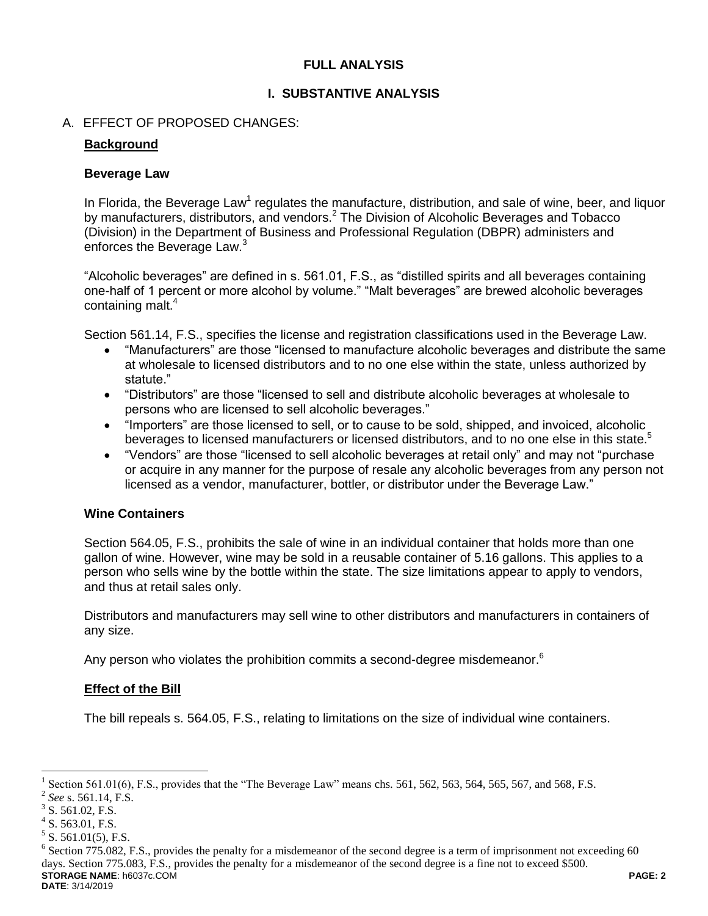# FULL ANALYSIS

## I. SUBSTANTIVE ANALYSIS

### A. EFFECT OF PROPOSED CHANGES:

**Background**

**Beverage Law**

In Florida, the Beverage Law[1] regulates the manufacture, distribution, and sale of wine, beer, and liquor by manufacturers, distributors, and vendors.[2] The Division of Alcoholic Beverages and Tobacco (Division) in the Department of Business and Professional Regulation (DBPR) administers and enforces the Beverage Law.[3]

"Alcoholic beverages" are defined in s. 561.01, F.S., as "distilled spirits and all beverages containing one-half of 1 percent or more alcohol by volume." "Malt beverages" are brewed alcoholic beverages containing malt.[4]

Section 561.14, F.S., specifies the license and registration classifications used in the Beverage Law.

- "Manufacturers" are those "licensed to manufacture alcoholic beverages and distribute the same at wholesale to licensed distributors and to no one else within the state, unless authorized by statute."
- "Distributors" are those "licensed to sell and distribute alcoholic beverages at wholesale to persons who are licensed to sell alcoholic beverages."
- "Importers" are those licensed to sell, or to cause to be sold, shipped, and invoiced, alcoholic beverages to licensed manufacturers or licensed distributors, and to no one else in this state.[5]
- "Vendors" are those "licensed to sell alcoholic beverages at retail only" and may not "purchase or acquire in any manner for the purpose of resale any alcoholic beverages from any person not licensed as a vendor, manufacturer, bottler, or distributor under the Beverage Law."

**Wine Containers**

Section 564.05, F.S., prohibits the sale of wine in an individual container that holds more than one gallon of wine. However, wine may be sold in a reusable container of 5.16 gallons. This applies to a person who sells wine by the bottle within the state. The size limitations appear to apply to vendors, and thus at retail sales only.

Distributors and manufacturers may sell wine to other distributors and manufacturers in containers of any size.

Any person who violates the prohibition commits a second-degree misdemeanor.[6]

**Effect of the Bill**

The bill repeals s. 564.05, F.S., relating to limitations on the size of individual wine containers.

---

[1] Section 561.01(6), F.S., provides that the "The Beverage Law" means chs. 561, 562, 563, 564, 565, 567, and 568, F.S.

[2] *See* s. 561.14, F.S.

[3] S. 561.02, F.S.

[4] S. 563.01, F.S.

[5] S. 561.01(5), F.S.

[6] Section 775.082, F.S., provides the penalty for a misdemeanor of the second degree is a term of imprisonment not exceeding 60 days. Section 775.083, F.S., provides the penalty for a misdemeanor of the second degree is a fine not to exceed $500.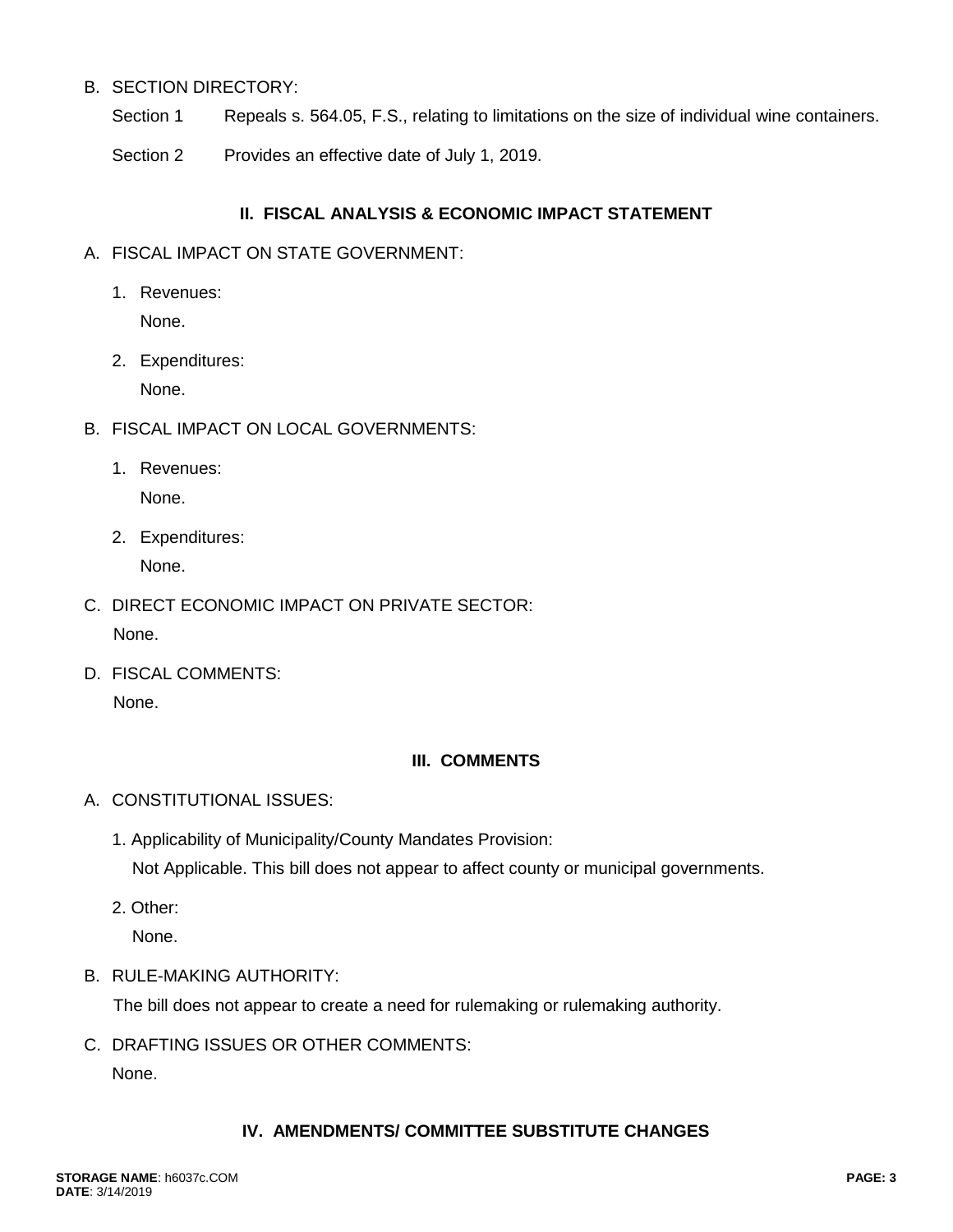B. SECTION DIRECTORY:

Section 1 Repeals s. 564.05, F.S., relating to limitations on the size of individual wine containers.

Section 2 Provides an effective date of July 1, 2019.

## II. FISCAL ANALYSIS & ECONOMIC IMPACT STATEMENT

A. FISCAL IMPACT ON STATE GOVERNMENT:

1. Revenues:

   None.

2. Expenditures:

   None.

B. FISCAL IMPACT ON LOCAL GOVERNMENTS:

1. Revenues:

   None.

2. Expenditures:

   None.

C. DIRECT ECONOMIC IMPACT ON PRIVATE SECTOR:

   None.

D. FISCAL COMMENTS:

   None.

## III. COMMENTS

A. CONSTITUTIONAL ISSUES:

1. Applicability of Municipality/County Mandates Provision:

   Not Applicable. This bill does not appear to affect county or municipal governments.

2. Other:

   None.

B. RULE-MAKING AUTHORITY:

   The bill does not appear to create a need for rulemaking or rulemaking authority.

C. DRAFTING ISSUES OR OTHER COMMENTS:

   None.

## IV. AMENDMENTS/ COMMITTEE SUBSTITUTE CHANGES